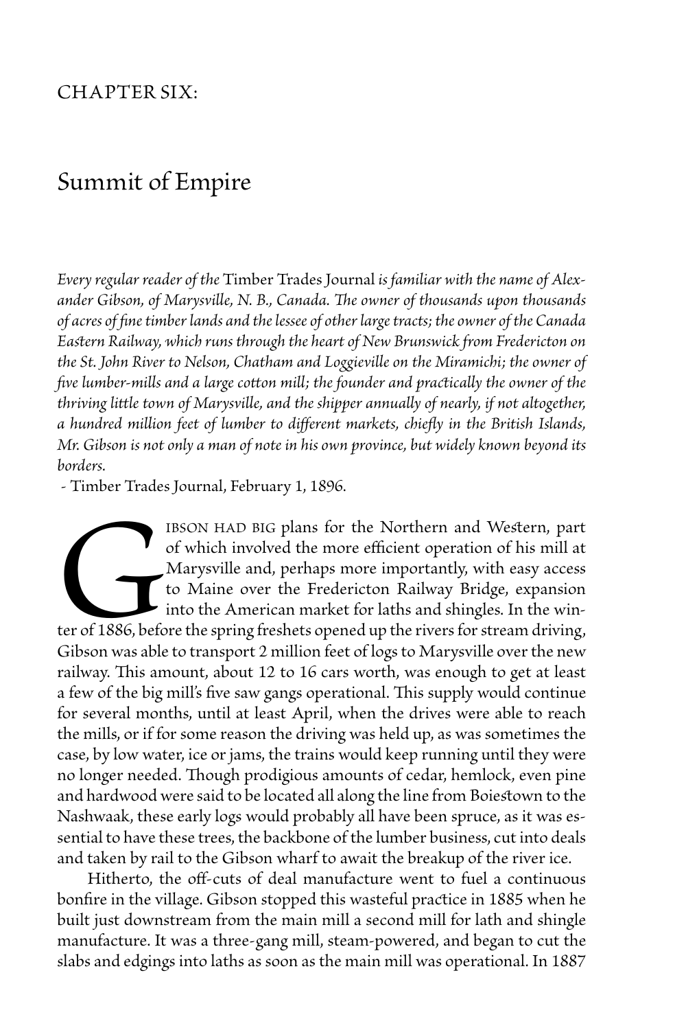CHAPTER SIX:

# Summit of Empire

*Every regular reader of the* Timber Trades Journal *is familiar with the name of Alexander Gibson, of Marysville, N. B., Canada. The owner of thousands upon thousands of acres of fine timber lands and the lessee of other large tracts; the owner of the Canada Eastern Railway, which runs through the heart of New Brunswick from Fredericton on the St. John River to Nelson, Chatham and Loggieville on the Miramichi; the owner of five lumber-mills and a large cotton mill; the founder and practically the owner of the thriving little town of Marysville, and the shipper annually of nearly, if not altogether, a hundred million feet of lumber to different markets, chiefly in the British Islands, Mr. Gibson is not only a man of note in his own province, but widely known beyond its borders.*

- Timber Trades Journal, February 1, 1896.

GIBSON HAD BIG plans for the Northern and Western, part of which involved the more efficient operation of his mill at Marysville and, perhaps more importantly, with easy access to Maine over the Fredericton Railway Bridge, expansion into the American market for laths and shingles. In the winter of 1886, before the spring freshets opened up the rivers for stream driving, Gibson was able to transport 2 million feet of logs to Marysville over the new railway. This amount, about 12 to 16 cars worth, was enough to get at least a few of the big mill's five saw gangs operational. This supply would continue for several months, until at least April, when the drives were able to reach the mills, or if for some reason the driving was held up, as was sometimes the case, by low water, ice or jams, the trains would keep running until they were no longer needed. Though prodigious amounts of cedar, hemlock, even pine and hardwood were said to be located all along the line from Boiestown to the Nashwaak, these early logs would probably all have been spruce, as it was essential to have these trees, the backbone of the lumber business, cut into deals and taken by rail to the Gibson wharf to await the breakup of the river ice.

Hitherto, the off-cuts of deal manufacture went to fuel a continuous bonfire in the village. Gibson stopped this wasteful practice in 1885 when he built just downstream from the main mill a second mill for lath and shingle manufacture. It was a three-gang mill, steam-powered, and began to cut the slabs and edgings into laths as soon as the main mill was operational. In 1887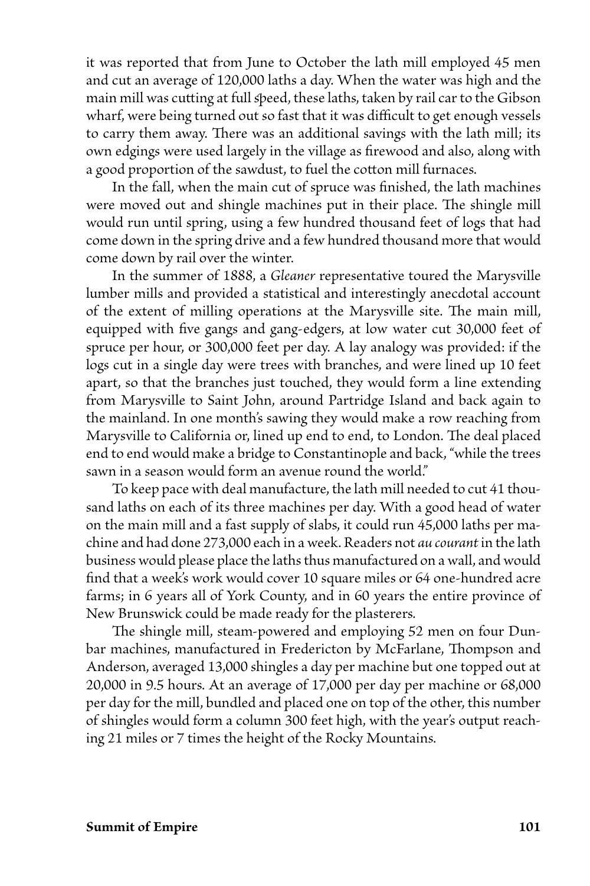it was reported that from June to October the lath mill employed 45 men and cut an average of 120,000 laths a day. When the water was high and the main mill was cutting at full speed, these laths, taken by rail car to the Gibson wharf, were being turned out so fast that it was difficult to get enough vessels to carry them away. There was an additional savings with the lath mill; its own edgings were used largely in the village as firewood and also, along with a good proportion of the sawdust, to fuel the cotton mill furnaces.

In the fall, when the main cut of spruce was finished, the lath machines were moved out and shingle machines put in their place. The shingle mill would run until spring, using a few hundred thousand feet of logs that had come down in the spring drive and a few hundred thousand more that would come down by rail over the winter.

In the summer of 1888, a *Gleaner* representative toured the Marysville lumber mills and provided a statistical and interestingly anecdotal account of the extent of milling operations at the Marysville site. The main mill, equipped with five gangs and gang-edgers, at low water cut 30,000 feet of spruce per hour, or 300,000 feet per day. A lay analogy was provided: if the logs cut in a single day were trees with branches, and were lined up 10 feet apart, so that the branches just touched, they would form a line extending from Marysville to Saint John, around Partridge Island and back again to the mainland. In one month's sawing they would make a row reaching from Marysville to California or, lined up end to end, to London. The deal placed end to end would make a bridge to Constantinople and back, "while the trees sawn in a season would form an avenue round the world."

To keep pace with deal manufacture, the lath mill needed to cut 41 thousand laths on each of its three machines per day. With a good head of water on the main mill and a fast supply of slabs, it could run 45,000 laths per machine and had done 273,000 each in a week. Readers not *au courant* in the lath business would please place the laths thus manufactured on a wall, and would find that a week's work would cover 10 square miles or 64 one-hundred acre farms; in 6 years all of York County, and in 60 years the entire province of New Brunswick could be made ready for the plasterers.

The shingle mill, steam-powered and employing 52 men on four Dunbar machines, manufactured in Fredericton by McFarlane, Thompson and Anderson, averaged 13,000 shingles a day per machine but one topped out at 20,000 in 9.5 hours. At an average of 17,000 per day per machine or 68,000 per day for the mill, bundled and placed one on top of the other, this number of shingles would form a column 300 feet high, with the year's output reaching 21 miles or 7 times the height of the Rocky Mountains.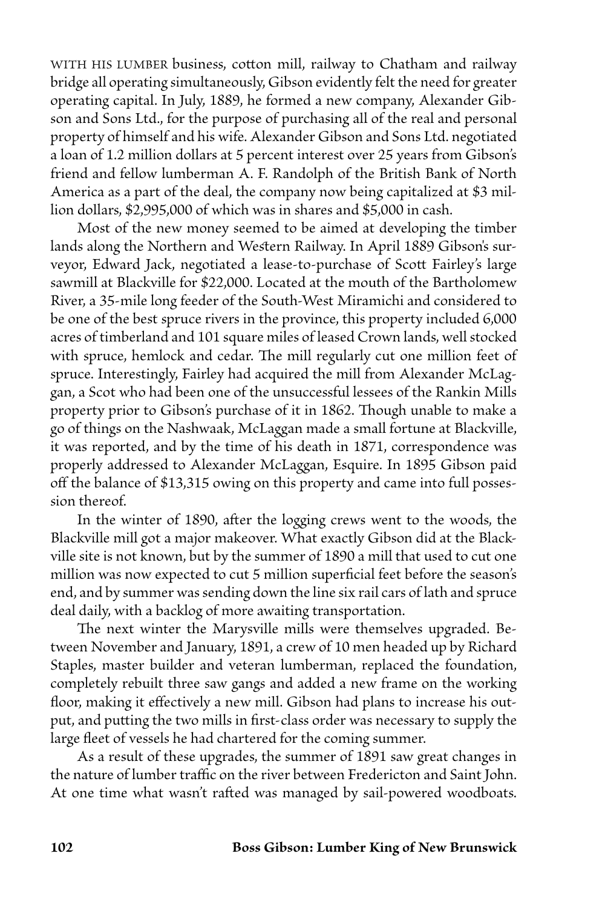WITH HIS LUMBER business, cotton mill, railway to Chatham and railway bridge all operating simultaneously, Gibson evidently felt the need for greater operating capital. In July, 1889, he formed a new company, Alexander Gibson and Sons Ltd., for the purpose of purchasing all of the real and personal property of himself and his wife. Alexander Gibson and Sons Ltd. negotiated a loan of 1.2 million dollars at 5 percent interest over 25 years from Gibson's friend and fellow lumberman A. F. Randolph of the British Bank of North America as a part of the deal, the company now being capitalized at $3 million dollars, $2,995,000 of which was in shares and $5,000 in cash.

Most of the new money seemed to be aimed at developing the timber lands along the Northern and Western Railway. In April 1889 Gibson's surveyor, Edward Jack, negotiated a lease-to-purchase of Scott Fairley's large sawmill at Blackville for $22,000. Located at the mouth of the Bartholomew River, a 35-mile long feeder of the South-West Miramichi and considered to be one of the best spruce rivers in the province, this property included 6,000 acres of timberland and 101 square miles of leased Crown lands, well stocked with spruce, hemlock and cedar. The mill regularly cut one million feet of spruce. Interestingly, Fairley had acquired the mill from Alexander McLaggan, a Scot who had been one of the unsuccessful lessees of the Rankin Mills property prior to Gibson's purchase of it in 1862. Though unable to make a go of things on the Nashwaak, McLaggan made a small fortune at Blackville, it was reported, and by the time of his death in 1871, correspondence was properly addressed to Alexander McLaggan, Esquire. In 1895 Gibson paid off the balance of $13,315 owing on this property and came into full possession thereof.

In the winter of 1890, after the logging crews went to the woods, the Blackville mill got a major makeover. What exactly Gibson did at the Blackville site is not known, but by the summer of 1890 a mill that used to cut one million was now expected to cut 5 million superficial feet before the season's end, and by summer was sending down the line six rail cars of lath and spruce deal daily, with a backlog of more awaiting transportation.

The next winter the Marysville mills were themselves upgraded. Between November and January, 1891, a crew of 10 men headed up by Richard Staples, master builder and veteran lumberman, replaced the foundation, completely rebuilt three saw gangs and added a new frame on the working floor, making it effectively a new mill. Gibson had plans to increase his output, and putting the two mills in first-class order was necessary to supply the large fleet of vessels he had chartered for the coming summer.

As a result of these upgrades, the summer of 1891 saw great changes in the nature of lumber traffic on the river between Fredericton and Saint John. At one time what wasn't rafted was managed by sail-powered woodboats.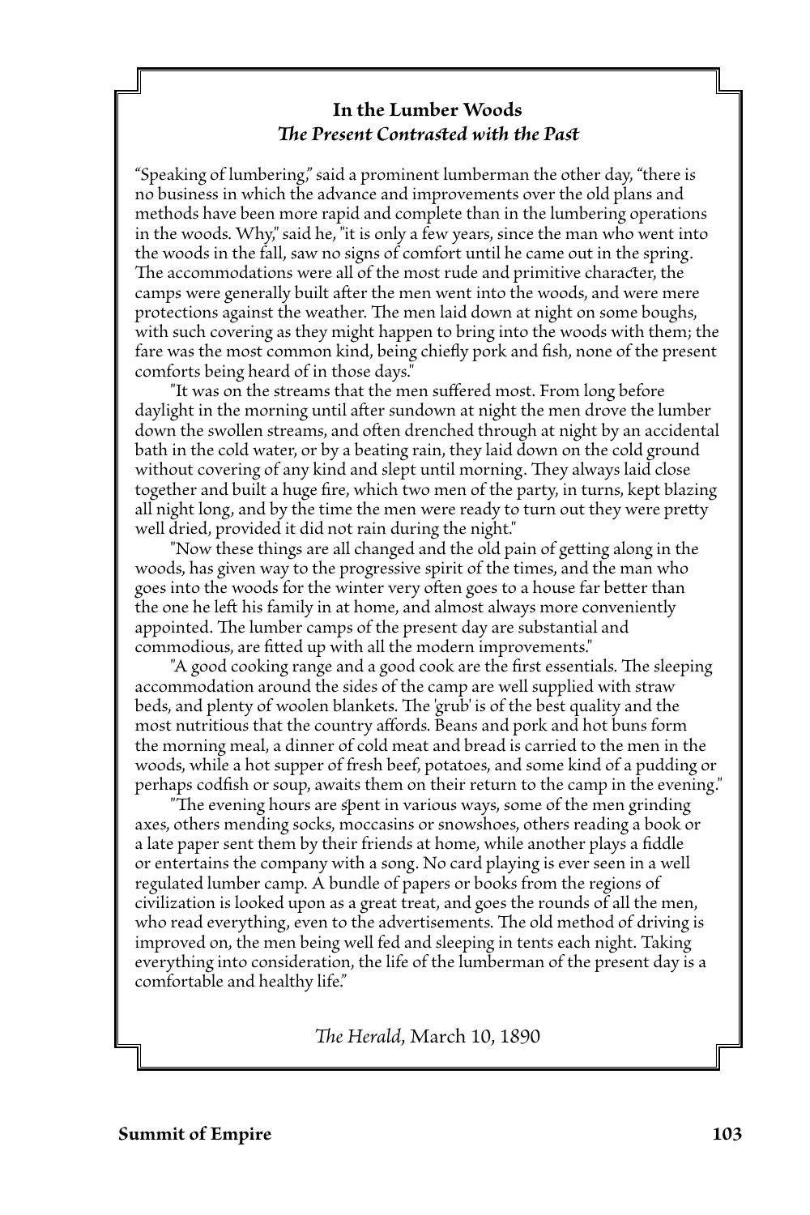## In the Lumber Woods
### *The Present Contrasted with the Past*

"Speaking of lumbering," said a prominent lumberman the other day, "there is no business in which the advance and improvements over the old plans and methods have been more rapid and complete than in the lumbering operations in the woods. Why," said he, "it is only a few years, since the man who went into the woods in the fall, saw no signs of comfort until he came out in the spring. The accommodations were all of the most rude and primitive character, the camps were generally built after the men went into the woods, and were mere protections against the weather. The men laid down at night on some boughs, with such covering as they might happen to bring into the woods with them; the fare was the most common kind, being chiefly pork and fish, none of the present comforts being heard of in those days."

"It was on the streams that the men suffered most. From long before daylight in the morning until after sundown at night the men drove the lumber down the swollen streams, and often drenched through at night by an accidental bath in the cold water, or by a beating rain, they laid down on the cold ground without covering of any kind and slept until morning. They always laid close together and built a huge fire, which two men of the party, in turns, kept blazing all night long, and by the time the men were ready to turn out they were pretty well dried, provided it did not rain during the night."

"Now these things are all changed and the old pain of getting along in the woods, has given way to the progressive spirit of the times, and the man who goes into the woods for the winter very often goes to a house far better than the one he left his family in at home, and almost always more conveniently appointed. The lumber camps of the present day are substantial and commodious, are fitted up with all the modern improvements."

"A good cooking range and a good cook are the first essentials. The sleeping accommodation around the sides of the camp are well supplied with straw beds, and plenty of woolen blankets. The 'grub' is of the best quality and the most nutritious that the country affords. Beans and pork and hot buns form the morning meal, a dinner of cold meat and bread is carried to the men in the woods, while a hot supper of fresh beef, potatoes, and some kind of a pudding or perhaps codfish or soup, awaits them on their return to the camp in the evening."

"The evening hours are spent in various ways, some of the men grinding axes, others mending socks, moccasins or snowshoes, others reading a book or a late paper sent them by their friends at home, while another plays a fiddle or entertains the company with a song. No card playing is ever seen in a well regulated lumber camp. A bundle of papers or books from the regions of civilization is looked upon as a great treat, and goes the rounds of all the men, who read everything, even to the advertisements. The old method of driving is improved on, the men being well fed and sleeping in tents each night. Taking everything into consideration, the life of the lumberman of the present day is a comfortable and healthy life."

*The Herald*, March 10, 1890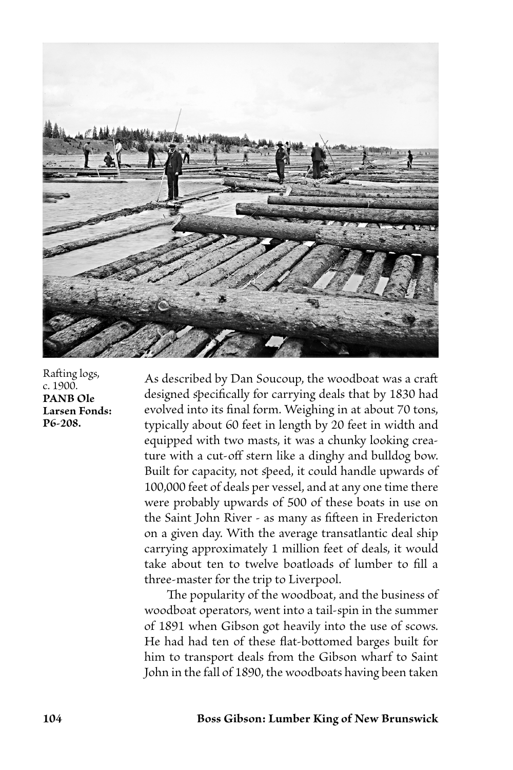Rafting logs, c. 1900. **PANB Ole Larsen Fonds: P6-208.**

As described by Dan Soucoup, the woodboat was a craft designed specifically for carrying deals that by 1830 had evolved into its final form. Weighing in at about 70 tons, typically about 60 feet in length by 20 feet in width and equipped with two masts, it was a chunky looking creature with a cut-off stern like a dinghy and bulldog bow. Built for capacity, not speed, it could handle upwards of 100,000 feet of deals per vessel, and at any one time there were probably upwards of 500 of these boats in use on the Saint John River - as many as fifteen in Fredericton on a given day. With the average transatlantic deal ship carrying approximately 1 million feet of deals, it would take about ten to twelve boatloads of lumber to fill a three-master for the trip to Liverpool.

The popularity of the woodboat, and the business of woodboat operators, went into a tail-spin in the summer of 1891 when Gibson got heavily into the use of scows. He had had ten of these flat-bottomed barges built for him to transport deals from the Gibson wharf to Saint John in the fall of 1890, the woodboats having been taken